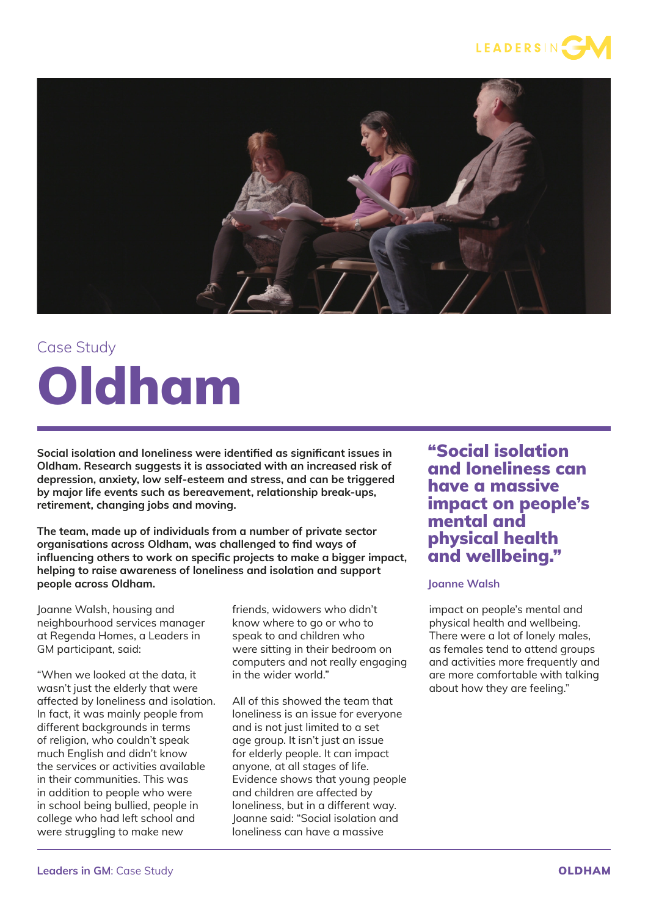Case Study

# Oldham

**Social isolation and loneliness were identified as significant issues in Oldham. Research suggests it is associated with an increased risk of depression, anxiety, low self-esteem and stress, and can be triggered by major life events such as bereavement, relationship break-ups, retirement, changing jobs and moving.**

**The team, made up of individuals from a number of private sector organisations across Oldham, was challenged to find ways of influencing others to work on specific projects to make a bigger impact, helping to raise awareness of loneliness and isolation and support people across Oldham.**

> **"Social isolation and loneliness can have a massive impact on people's mental and physical health and wellbeing."**
>
> **Joanne Walsh**

Joanne Walsh, housing and neighbourhood services manager at Regenda Homes, a Leaders in GM participant, said:

"When we looked at the data, it wasn't just the elderly that were affected by loneliness and isolation. In fact, it was mainly people from different backgrounds in terms of religion, who couldn't speak much English and didn't know the services or activities available in their communities. This was in addition to people who were in school being bullied, people in college who had left school and were struggling to make new friends, widowers who didn't know where to go or who to speak to and children who were sitting in their bedroom on computers and not really engaging in the wider world."

All of this showed the team that loneliness is an issue for everyone and is not just limited to a set age group. It isn't just an issue for elderly people. It can impact anyone, at all stages of life. Evidence shows that young people and children are affected by loneliness, but in a different way. Joanne said: "Social isolation and loneliness can have a massive impact on people's mental and physical health and wellbeing. There were a lot of lonely males, as females tend to attend groups and activities more frequently and are more comfortable with talking about how they are feeling."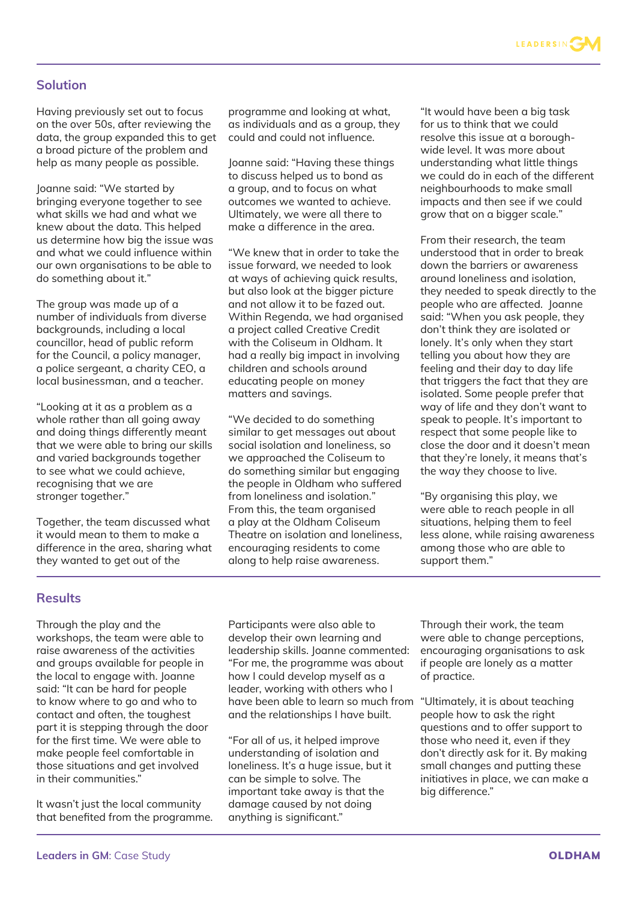## Solution

Having previously set out to focus on the over 50s, after reviewing the data, the group expanded this to get a broad picture of the problem and help as many people as possible.

Joanne said: "We started by bringing everyone together to see what skills we had and what we knew about the data. This helped us determine how big the issue was and what we could influence within our own organisations to be able to do something about it."

The group was made up of a number of individuals from diverse backgrounds, including a local councillor, head of public reform for the Council, a policy manager, a police sergeant, a charity CEO, a local businessman, and a teacher.

"Looking at it as a problem as a whole rather than all going away and doing things differently meant that we were able to bring our skills and varied backgrounds together to see what we could achieve, recognising that we are stronger together."

Together, the team discussed what it would mean to them to make a difference in the area, sharing what they wanted to get out of the programme and looking at what, as individuals and as a group, they could and could not influence.

Joanne said: "Having these things to discuss helped us to bond as a group, and to focus on what outcomes we wanted to achieve. Ultimately, we were all there to make a difference in the area.

"We knew that in order to take the issue forward, we needed to look at ways of achieving quick results, but also look at the bigger picture and not allow it to be fazed out. Within Regenda, we had organised a project called Creative Credit with the Coliseum in Oldham. It had a really big impact in involving children and schools around educating people on money matters and savings.

"We decided to do something similar to get messages out about social isolation and loneliness, so we approached the Coliseum to do something similar but engaging the people in Oldham who suffered from loneliness and isolation." From this, the team organised a play at the Oldham Coliseum Theatre on isolation and loneliness, encouraging residents to come along to help raise awareness.

"It would have been a big task for us to think that we could resolve this issue at a borough-wide level. It was more about understanding what little things we could do in each of the different neighbourhoods to make small impacts and then see if we could grow that on a bigger scale."

From their research, the team understood that in order to break down the barriers or awareness around loneliness and isolation, they needed to speak directly to the people who are affected. Joanne said: "When you ask people, they don't think they are isolated or lonely. It's only when they start telling you about how they are feeling and their day to day life that triggers the fact that they are isolated. Some people prefer that way of life and they don't want to speak to people. It's important to respect that some people like to close the door and it doesn't mean that they're lonely, it means that's the way they choose to live.

"By organising this play, we were able to reach people in all situations, helping them to feel less alone, while raising awareness among those who are able to support them."

## Results

Through the play and the workshops, the team were able to raise awareness of the activities and groups available for people in the local to engage with. Joanne said: "It can be hard for people to know where to go and who to contact and often, the toughest part it is stepping through the door for the first time. We were able to make people feel comfortable in those situations and get involved in their communities."

It wasn't just the local community that benefited from the programme. Participants were also able to develop their own learning and leadership skills. Joanne commented: "For me, the programme was about how I could develop myself as a leader, working with others who I have been able to learn so much from and the relationships I have built.

"For all of us, it helped improve understanding of isolation and loneliness. It's a huge issue, but it can be simple to solve. The important take away is that the damage caused by not doing anything is significant."

Through their work, the team were able to change perceptions, encouraging organisations to ask if people are lonely as a matter of practice.

"Ultimately, it is about teaching people how to ask the right questions and to offer support to those who need it, even if they don't directly ask for it. By making small changes and putting these initiatives in place, we can make a big difference."